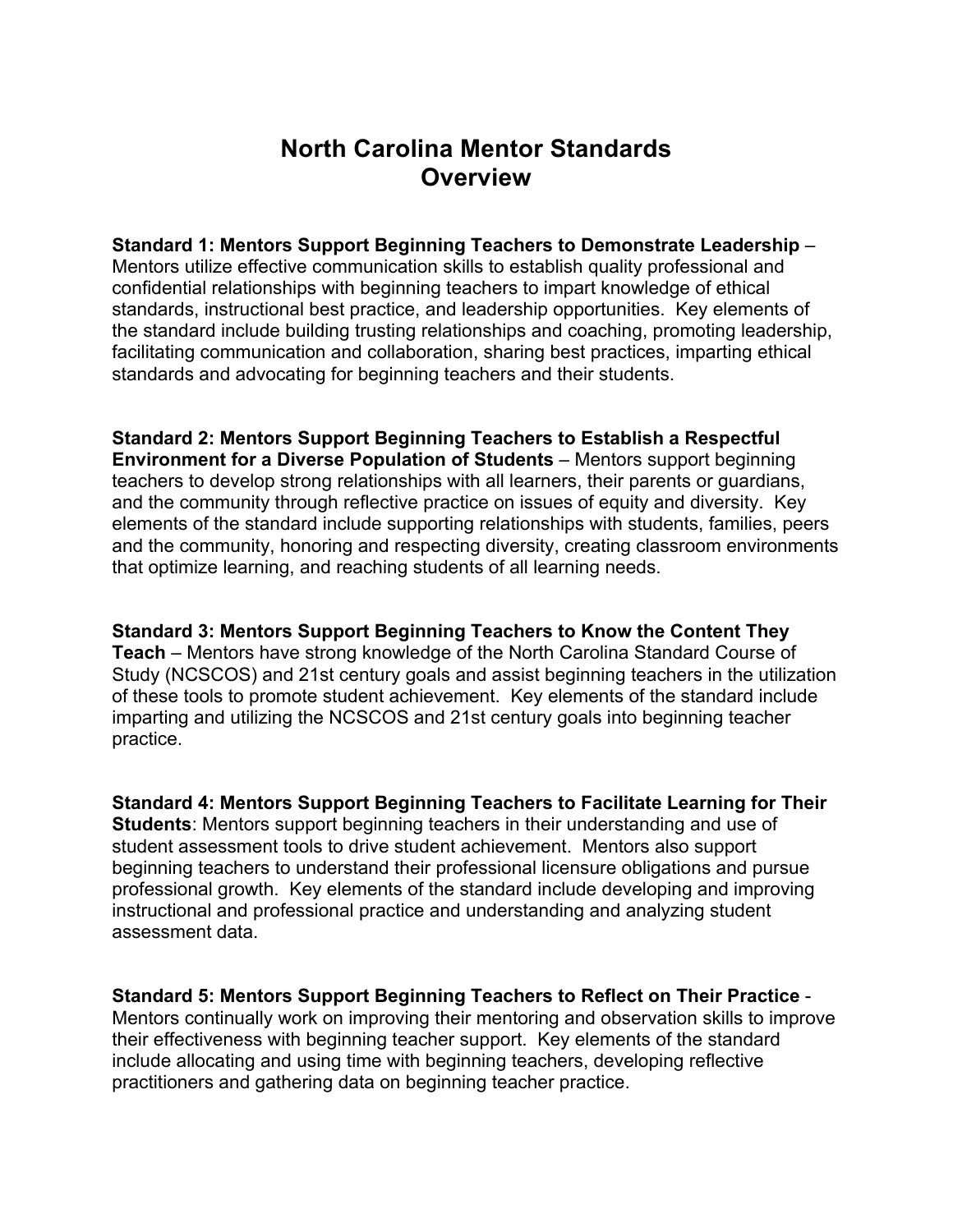# North Carolina Mentor Standards
## Overview

**Standard 1: Mentors Support Beginning Teachers to Demonstrate Leadership** – Mentors utilize effective communication skills to establish quality professional and confidential relationships with beginning teachers to impart knowledge of ethical standards, instructional best practice, and leadership opportunities. Key elements of the standard include building trusting relationships and coaching, promoting leadership, facilitating communication and collaboration, sharing best practices, imparting ethical standards and advocating for beginning teachers and their students.

**Standard 2: Mentors Support Beginning Teachers to Establish a Respectful Environment for a Diverse Population of Students** – Mentors support beginning teachers to develop strong relationships with all learners, their parents or guardians, and the community through reflective practice on issues of equity and diversity. Key elements of the standard include supporting relationships with students, families, peers and the community, honoring and respecting diversity, creating classroom environments that optimize learning, and reaching students of all learning needs.

**Standard 3: Mentors Support Beginning Teachers to Know the Content They Teach** – Mentors have strong knowledge of the North Carolina Standard Course of Study (NCSCOS) and 21st century goals and assist beginning teachers in the utilization of these tools to promote student achievement. Key elements of the standard include imparting and utilizing the NCSCOS and 21st century goals into beginning teacher practice.

**Standard 4: Mentors Support Beginning Teachers to Facilitate Learning for Their Students**: Mentors support beginning teachers in their understanding and use of student assessment tools to drive student achievement. Mentors also support beginning teachers to understand their professional licensure obligations and pursue professional growth. Key elements of the standard include developing and improving instructional and professional practice and understanding and analyzing student assessment data.

**Standard 5: Mentors Support Beginning Teachers to Reflect on Their Practice** - Mentors continually work on improving their mentoring and observation skills to improve their effectiveness with beginning teacher support. Key elements of the standard include allocating and using time with beginning teachers, developing reflective practitioners and gathering data on beginning teacher practice.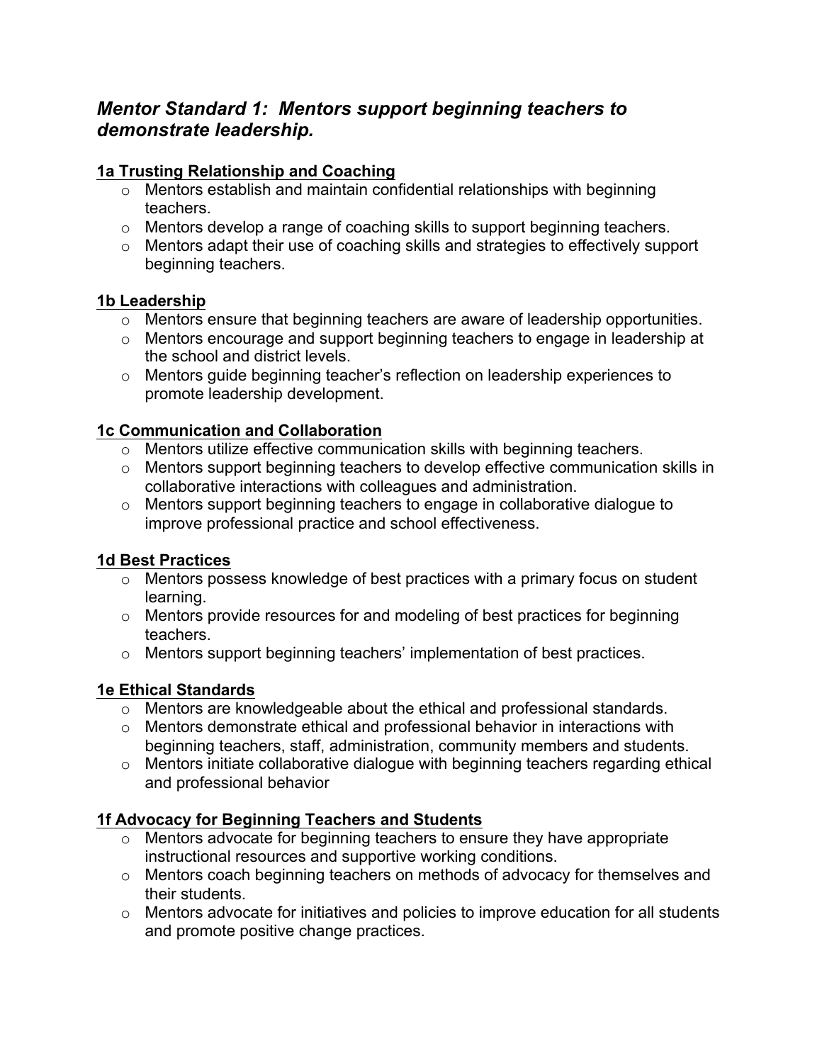## *Mentor Standard 1: Mentors support beginning teachers to demonstrate leadership.*

**1a Trusting Relationship and Coaching**

- Mentors establish and maintain confidential relationships with beginning teachers.
- Mentors develop a range of coaching skills to support beginning teachers.
- Mentors adapt their use of coaching skills and strategies to effectively support beginning teachers.

**1b Leadership**

- Mentors ensure that beginning teachers are aware of leadership opportunities.
- Mentors encourage and support beginning teachers to engage in leadership at the school and district levels.
- Mentors guide beginning teacher's reflection on leadership experiences to promote leadership development.

**1c Communication and Collaboration**

- Mentors utilize effective communication skills with beginning teachers.
- Mentors support beginning teachers to develop effective communication skills in collaborative interactions with colleagues and administration.
- Mentors support beginning teachers to engage in collaborative dialogue to improve professional practice and school effectiveness.

**1d Best Practices**

- Mentors possess knowledge of best practices with a primary focus on student learning.
- Mentors provide resources for and modeling of best practices for beginning teachers.
- Mentors support beginning teachers' implementation of best practices.

**1e Ethical Standards**

- Mentors are knowledgeable about the ethical and professional standards.
- Mentors demonstrate ethical and professional behavior in interactions with beginning teachers, staff, administration, community members and students.
- Mentors initiate collaborative dialogue with beginning teachers regarding ethical and professional behavior

**1f Advocacy for Beginning Teachers and Students**

- Mentors advocate for beginning teachers to ensure they have appropriate instructional resources and supportive working conditions.
- Mentors coach beginning teachers on methods of advocacy for themselves and their students.
- Mentors advocate for initiatives and policies to improve education for all students and promote positive change practices.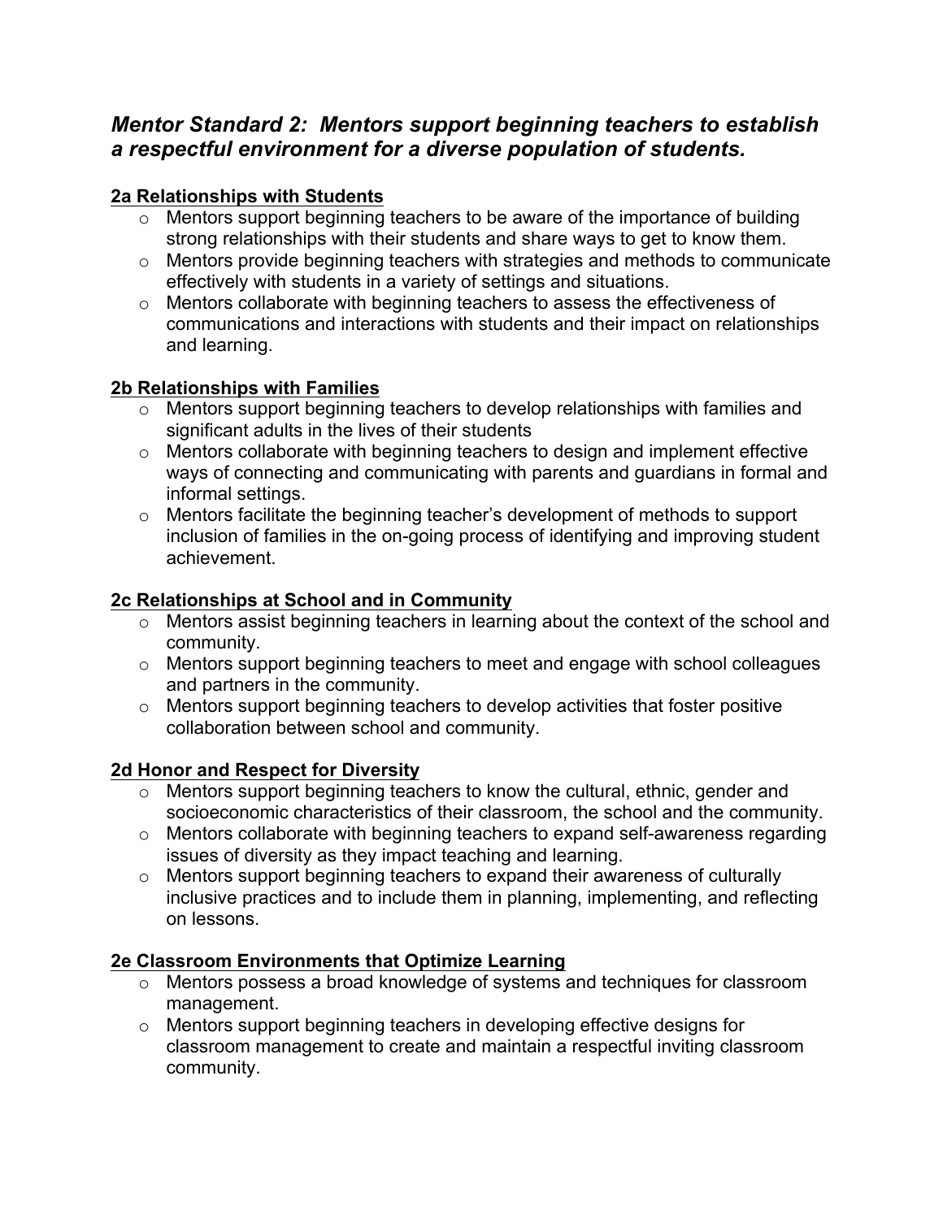## *Mentor Standard 2: Mentors support beginning teachers to establish a respectful environment for a diverse population of students.*

### 2a Relationships with Students

- Mentors support beginning teachers to be aware of the importance of building strong relationships with their students and share ways to get to know them.
- Mentors provide beginning teachers with strategies and methods to communicate effectively with students in a variety of settings and situations.
- Mentors collaborate with beginning teachers to assess the effectiveness of communications and interactions with students and their impact on relationships and learning.

### 2b Relationships with Families

- Mentors support beginning teachers to develop relationships with families and significant adults in the lives of their students
- Mentors collaborate with beginning teachers to design and implement effective ways of connecting and communicating with parents and guardians in formal and informal settings.
- Mentors facilitate the beginning teacher's development of methods to support inclusion of families in the on-going process of identifying and improving student achievement.

### 2c Relationships at School and in Community

- Mentors assist beginning teachers in learning about the context of the school and community.
- Mentors support beginning teachers to meet and engage with school colleagues and partners in the community.
- Mentors support beginning teachers to develop activities that foster positive collaboration between school and community.

### 2d Honor and Respect for Diversity

- Mentors support beginning teachers to know the cultural, ethnic, gender and socioeconomic characteristics of their classroom, the school and the community.
- Mentors collaborate with beginning teachers to expand self-awareness regarding issues of diversity as they impact teaching and learning.
- Mentors support beginning teachers to expand their awareness of culturally inclusive practices and to include them in planning, implementing, and reflecting on lessons.

### 2e Classroom Environments that Optimize Learning

- Mentors possess a broad knowledge of systems and techniques for classroom management.
- Mentors support beginning teachers in developing effective designs for classroom management to create and maintain a respectful inviting classroom community.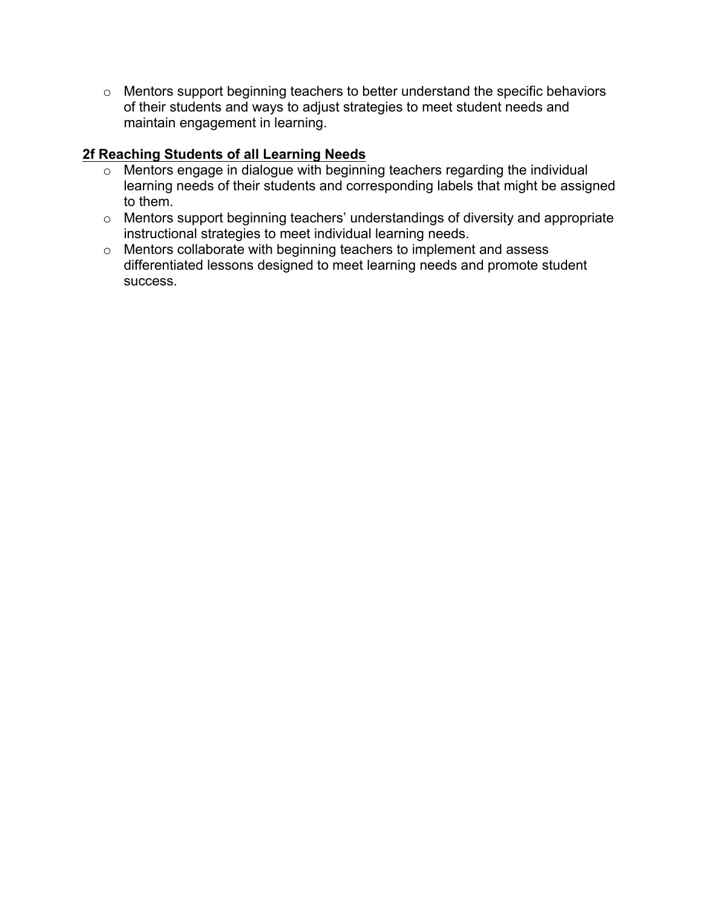- Mentors support beginning teachers to better understand the specific behaviors of their students and ways to adjust strategies to meet student needs and maintain engagement in learning.

**2f Reaching Students of all Learning Needs**

- Mentors engage in dialogue with beginning teachers regarding the individual learning needs of their students and corresponding labels that might be assigned to them.
- Mentors support beginning teachers' understandings of diversity and appropriate instructional strategies to meet individual learning needs.
- Mentors collaborate with beginning teachers to implement and assess differentiated lessons designed to meet learning needs and promote student success.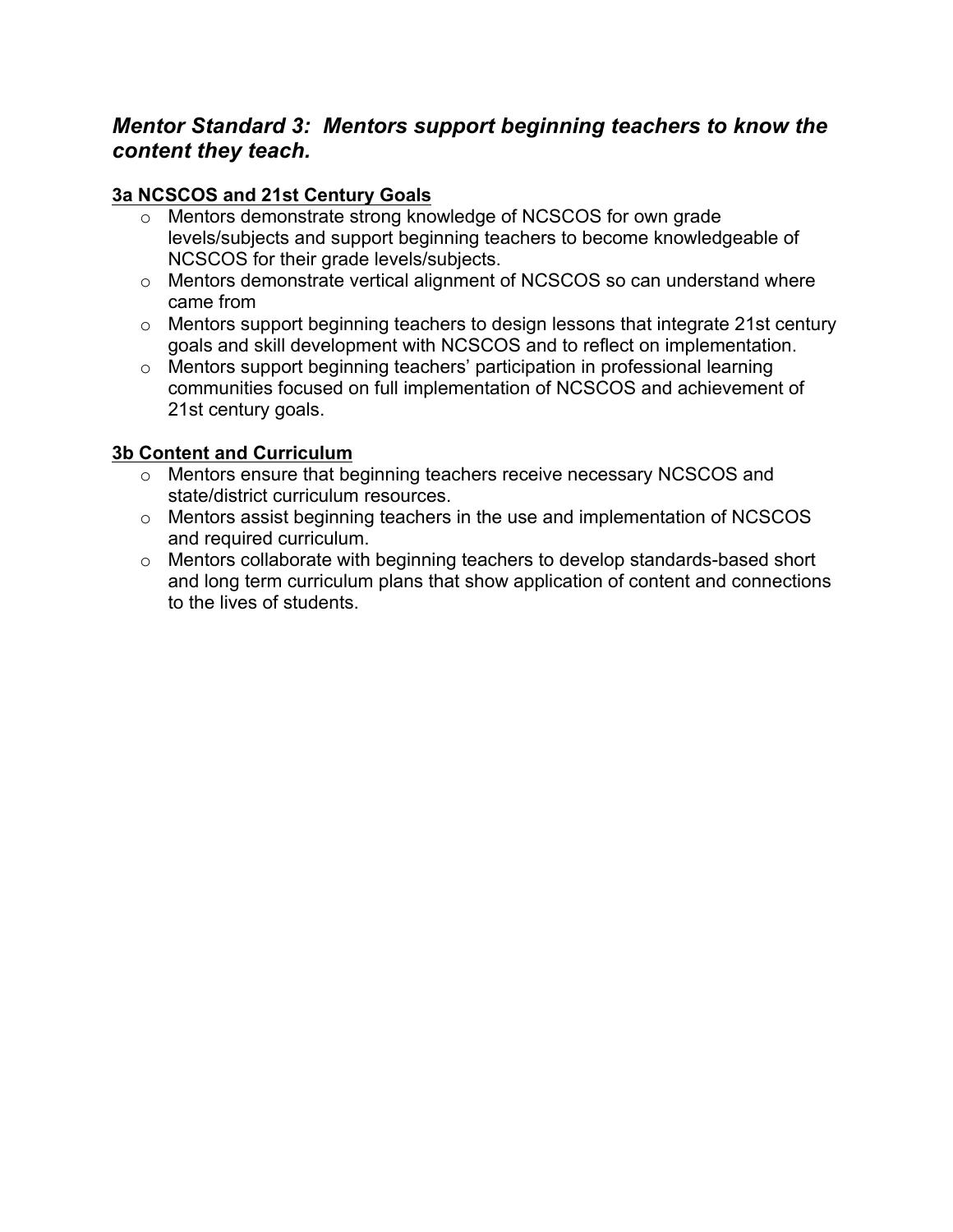## *Mentor Standard 3: Mentors support beginning teachers to know the content they teach.*

### 3a NCSCOS and 21st Century Goals

- Mentors demonstrate strong knowledge of NCSCOS for own grade levels/subjects and support beginning teachers to become knowledgeable of NCSCOS for their grade levels/subjects.
- Mentors demonstrate vertical alignment of NCSCOS so can understand where came from
- Mentors support beginning teachers to design lessons that integrate 21st century goals and skill development with NCSCOS and to reflect on implementation.
- Mentors support beginning teachers' participation in professional learning communities focused on full implementation of NCSCOS and achievement of 21st century goals.

### 3b Content and Curriculum

- Mentors ensure that beginning teachers receive necessary NCSCOS and state/district curriculum resources.
- Mentors assist beginning teachers in the use and implementation of NCSCOS and required curriculum.
- Mentors collaborate with beginning teachers to develop standards-based short and long term curriculum plans that show application of content and connections to the lives of students.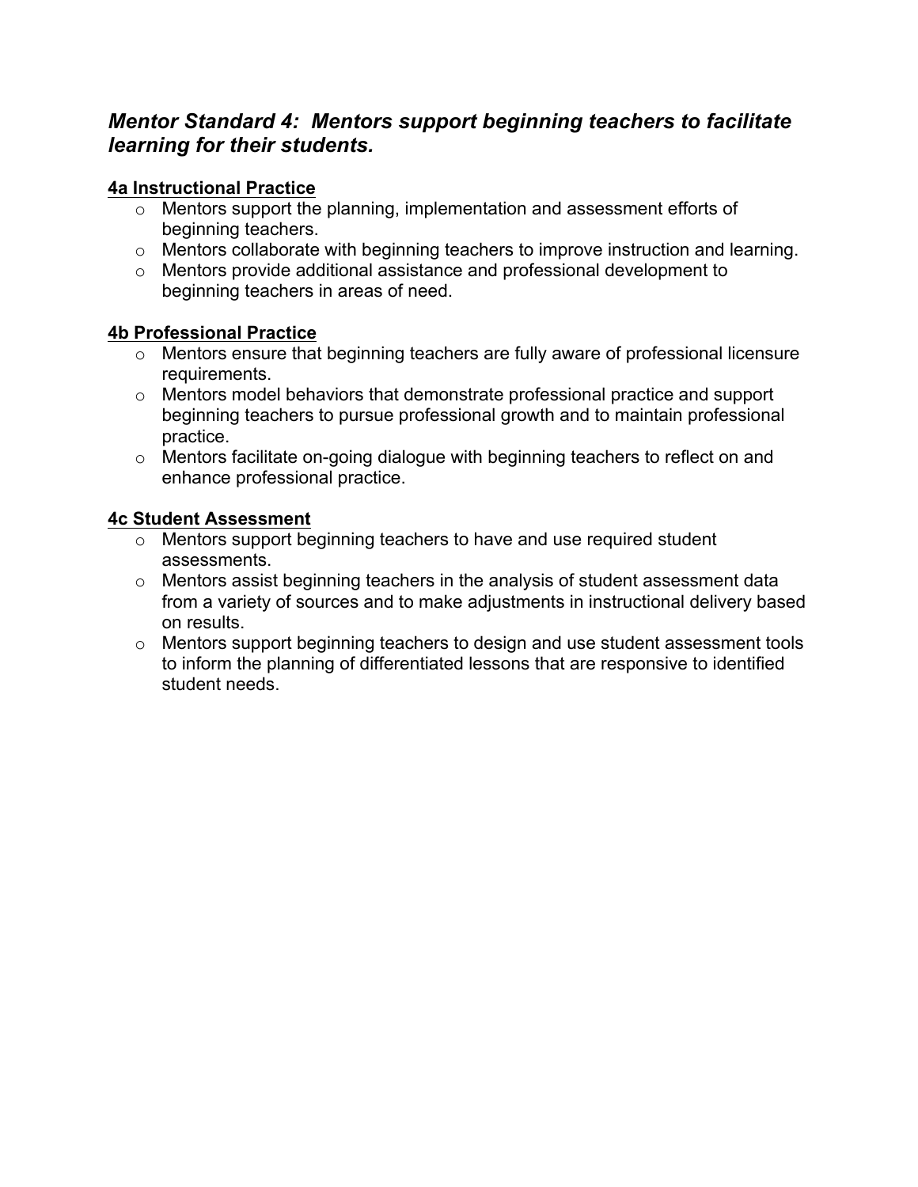## *Mentor Standard 4: Mentors support beginning teachers to facilitate learning for their students.*

**4a Instructional Practice**

- Mentors support the planning, implementation and assessment efforts of beginning teachers.
- Mentors collaborate with beginning teachers to improve instruction and learning.
- Mentors provide additional assistance and professional development to beginning teachers in areas of need.

**4b Professional Practice**

- Mentors ensure that beginning teachers are fully aware of professional licensure requirements.
- Mentors model behaviors that demonstrate professional practice and support beginning teachers to pursue professional growth and to maintain professional practice.
- Mentors facilitate on-going dialogue with beginning teachers to reflect on and enhance professional practice.

**4c Student Assessment**

- Mentors support beginning teachers to have and use required student assessments.
- Mentors assist beginning teachers in the analysis of student assessment data from a variety of sources and to make adjustments in instructional delivery based on results.
- Mentors support beginning teachers to design and use student assessment tools to inform the planning of differentiated lessons that are responsive to identified student needs.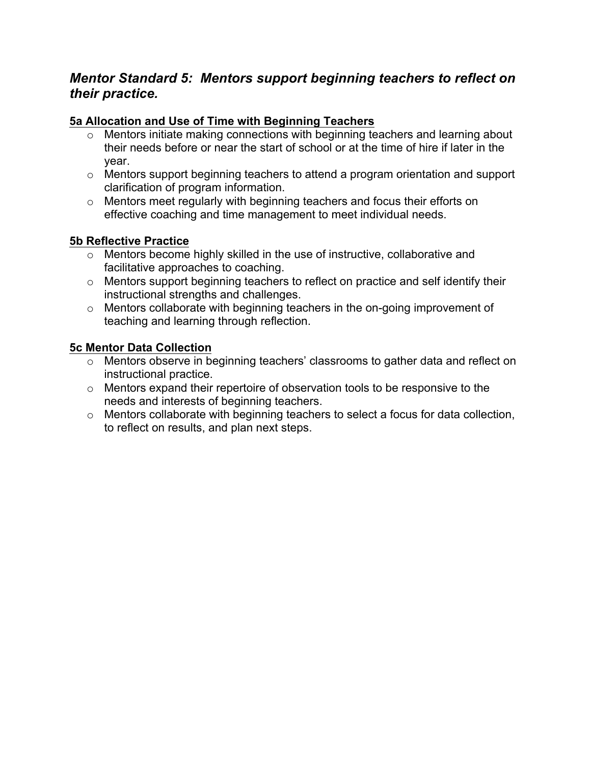## *Mentor Standard 5: Mentors support beginning teachers to reflect on their practice.*

**5a Allocation and Use of Time with Beginning Teachers**

- Mentors initiate making connections with beginning teachers and learning about their needs before or near the start of school or at the time of hire if later in the year.
- Mentors support beginning teachers to attend a program orientation and support clarification of program information.
- Mentors meet regularly with beginning teachers and focus their efforts on effective coaching and time management to meet individual needs.

**5b Reflective Practice**

- Mentors become highly skilled in the use of instructive, collaborative and facilitative approaches to coaching.
- Mentors support beginning teachers to reflect on practice and self identify their instructional strengths and challenges.
- Mentors collaborate with beginning teachers in the on-going improvement of teaching and learning through reflection.

**5c Mentor Data Collection**

- Mentors observe in beginning teachers' classrooms to gather data and reflect on instructional practice.
- Mentors expand their repertoire of observation tools to be responsive to the needs and interests of beginning teachers.
- Mentors collaborate with beginning teachers to select a focus for data collection, to reflect on results, and plan next steps.